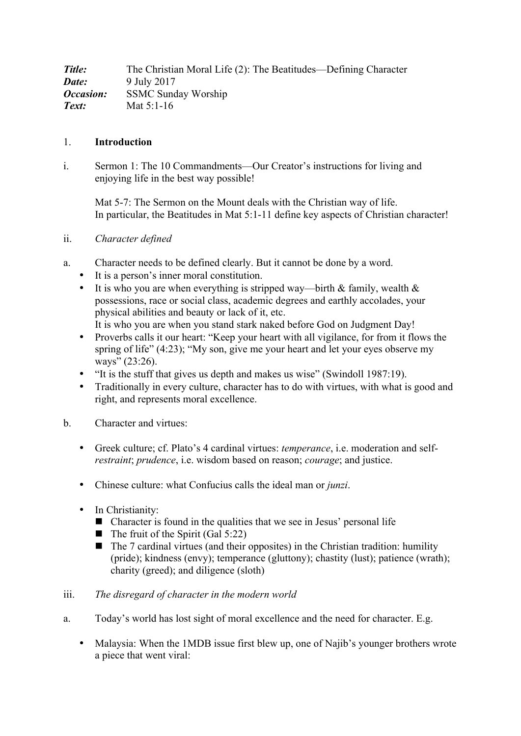***Title:*** The Christian Moral Life (2): The Beatitudes—Defining Character
***Date:*** 9 July 2017
***Occasion:*** SSMC Sunday Worship
***Text:*** Mat 5:1-16

1. **Introduction**

i. Sermon 1: The 10 Commandments—Our Creator's instructions for living and enjoying life in the best way possible!

   Mat 5-7: The Sermon on the Mount deals with the Christian way of life.
   In particular, the Beatitudes in Mat 5:1-11 define key aspects of Christian character!

ii. *Character defined*

a. Character needs to be defined clearly. But it cannot be done by a word.
   - It is a person's inner moral constitution.
   - It is who you are when everything is stripped way—birth & family, wealth & possessions, race or social class, academic degrees and earthly accolades, your physical abilities and beauty or lack of it, etc.
     It is who you are when you stand stark naked before God on Judgment Day!
   - Proverbs calls it our heart: "Keep your heart with all vigilance, for from it flows the spring of life" (4:23); "My son, give me your heart and let your eyes observe my ways" (23:26).
   - "It is the stuff that gives us depth and makes us wise" (Swindoll 1987:19).
   - Traditionally in every culture, character has to do with virtues, with what is good and right, and represents moral excellence.

b. Character and virtues:

   - Greek culture; cf. Plato's 4 cardinal virtues: *temperance*, i.e. moderation and self-*restraint*; *prudence*, i.e. wisdom based on reason; *courage*; and justice.

   - Chinese culture: what Confucius calls the ideal man or *junzi*.

   - In Christianity:
     - Character is found in the qualities that we see in Jesus' personal life
     - The fruit of the Spirit (Gal 5:22)
     - The 7 cardinal virtues (and their opposites) in the Christian tradition: humility (pride); kindness (envy); temperance (gluttony); chastity (lust); patience (wrath); charity (greed); and diligence (sloth)

iii. *The disregard of character in the modern world*

a. Today's world has lost sight of moral excellence and the need for character. E.g.

   - Malaysia: When the 1MDB issue first blew up, one of Najib's younger brothers wrote a piece that went viral: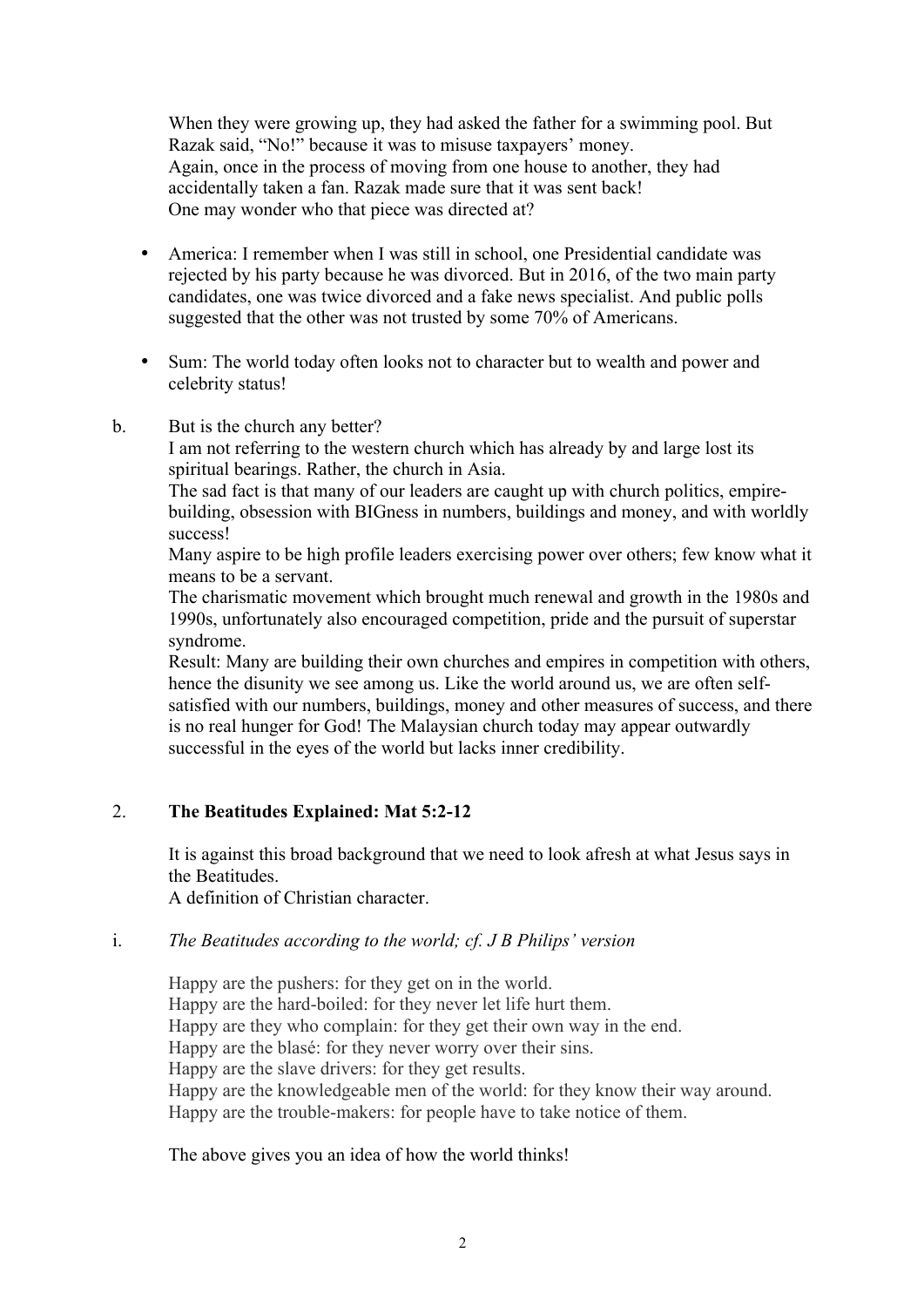When they were growing up, they had asked the father for a swimming pool. But Razak said, "No!" because it was to misuse taxpayers' money.
Again, once in the process of moving from one house to another, they had accidentally taken a fan. Razak made sure that it was sent back!
One may wonder who that piece was directed at?

- America: I remember when I was still in school, one Presidential candidate was rejected by his party because he was divorced. But in 2016, of the two main party candidates, one was twice divorced and a fake news specialist. And public polls suggested that the other was not trusted by some 70% of Americans.

- Sum: The world today often looks not to character but to wealth and power and celebrity status!

b. But is the church any better?
I am not referring to the western church which has already by and large lost its spiritual bearings. Rather, the church in Asia.
The sad fact is that many of our leaders are caught up with church politics, empire-building, obsession with BIGness in numbers, buildings and money, and with worldly success!
Many aspire to be high profile leaders exercising power over others; few know what it means to be a servant.
The charismatic movement which brought much renewal and growth in the 1980s and 1990s, unfortunately also encouraged competition, pride and the pursuit of superstar syndrome.
Result: Many are building their own churches and empires in competition with others, hence the disunity we see among us. Like the world around us, we are often self-satisfied with our numbers, buildings, money and other measures of success, and there is no real hunger for God! The Malaysian church today may appear outwardly successful in the eyes of the world but lacks inner credibility.

2. **The Beatitudes Explained: Mat 5:2-12**

It is against this broad background that we need to look afresh at what Jesus says in the Beatitudes.
A definition of Christian character.

i. *The Beatitudes according to the world; cf. J B Philips' version*

Happy are the pushers: for they get on in the world.
Happy are the hard-boiled: for they never let life hurt them.
Happy are they who complain: for they get their own way in the end.
Happy are the blasé: for they never worry over their sins.
Happy are the slave drivers: for they get results.
Happy are the knowledgeable men of the world: for they know their way around.
Happy are the trouble-makers: for people have to take notice of them.

The above gives you an idea of how the world thinks!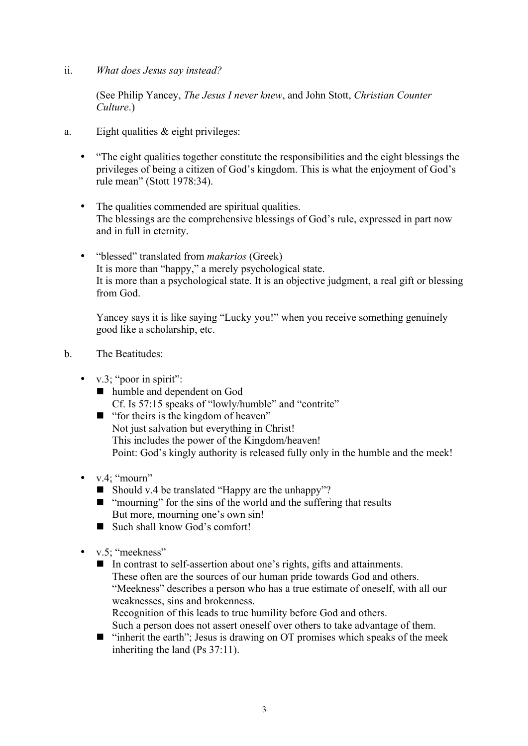ii. *What does Jesus say instead?*

(See Philip Yancey, *The Jesus I never knew*, and John Stott, *Christian Counter Culture*.)

a. Eight qualities & eight privileges:

- "The eight qualities together constitute the responsibilities and the eight blessings the privileges of being a citizen of God's kingdom. This is what the enjoyment of God's rule mean" (Stott 1978:34).

- The qualities commended are spiritual qualities.
  The blessings are the comprehensive blessings of God's rule, expressed in part now and in full in eternity.

- "blessed" translated from *makarios* (Greek)
  It is more than "happy," a merely psychological state.
  It is more than a psychological state. It is an objective judgment, a real gift or blessing from God.

  Yancey says it is like saying "Lucky you!" when you receive something genuinely good like a scholarship, etc.

b. The Beatitudes:

- v.3; "poor in spirit":
  - humble and dependent on God
    Cf. Is 57:15 speaks of "lowly/humble" and "contrite"
  - "for theirs is the kingdom of heaven"
    Not just salvation but everything in Christ!
    This includes the power of the Kingdom/heaven!
    Point: God's kingly authority is released fully only in the humble and the meek!

- v.4; "mourn"
  - Should v.4 be translated "Happy are the unhappy"?
  - "mourning" for the sins of the world and the suffering that results
    But more, mourning one's own sin!
  - Such shall know God's comfort!

- v.5; "meekness"
  - In contrast to self-assertion about one's rights, gifts and attainments.
    These often are the sources of our human pride towards God and others.
    "Meekness" describes a person who has a true estimate of oneself, with all our weaknesses, sins and brokenness.
    Recognition of this leads to true humility before God and others.
    Such a person does not assert oneself over others to take advantage of them.
  - "inherit the earth"; Jesus is drawing on OT promises which speaks of the meek inheriting the land (Ps 37:11).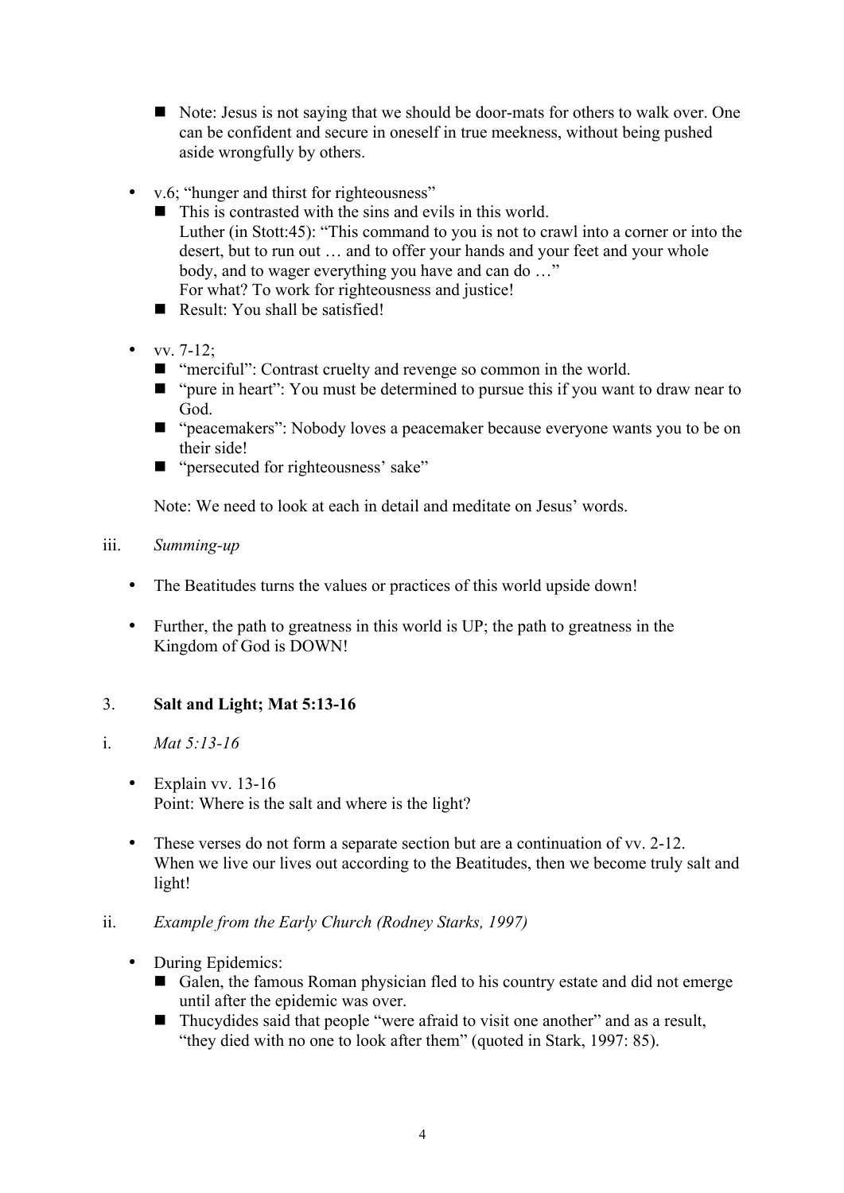- Note: Jesus is not saying that we should be door-mats for others to walk over. One can be confident and secure in oneself in true meekness, without being pushed aside wrongfully by others.

- v.6; "hunger and thirst for righteousness"
  - This is contrasted with the sins and evils in this world.
    Luther (in Stott:45): "This command to you is not to crawl into a corner or into the desert, but to run out … and to offer your hands and your feet and your whole body, and to wager everything you have and can do …"
    For what? To work for righteousness and justice!
  - Result: You shall be satisfied!

- vv. 7-12;
  - "merciful": Contrast cruelty and revenge so common in the world.
  - "pure in heart": You must be determined to pursue this if you want to draw near to God.
  - "peacemakers": Nobody loves a peacemaker because everyone wants you to be on their side!
  - "persecuted for righteousness' sake"

  Note: We need to look at each in detail and meditate on Jesus' words.

iii. *Summing-up*

- The Beatitudes turns the values or practices of this world upside down!

- Further, the path to greatness in this world is UP; the path to greatness in the Kingdom of God is DOWN!

## 3. **Salt and Light; Mat 5:13-16**

i. *Mat 5:13-16*

- Explain vv. 13-16
  Point: Where is the salt and where is the light?

- These verses do not form a separate section but are a continuation of vv. 2-12.
  When we live our lives out according to the Beatitudes, then we become truly salt and light!

ii. *Example from the Early Church (Rodney Starks, 1997)*

- During Epidemics:
  - Galen, the famous Roman physician fled to his country estate and did not emerge until after the epidemic was over.
  - Thucydides said that people "were afraid to visit one another" and as a result, "they died with no one to look after them" (quoted in Stark, 1997: 85).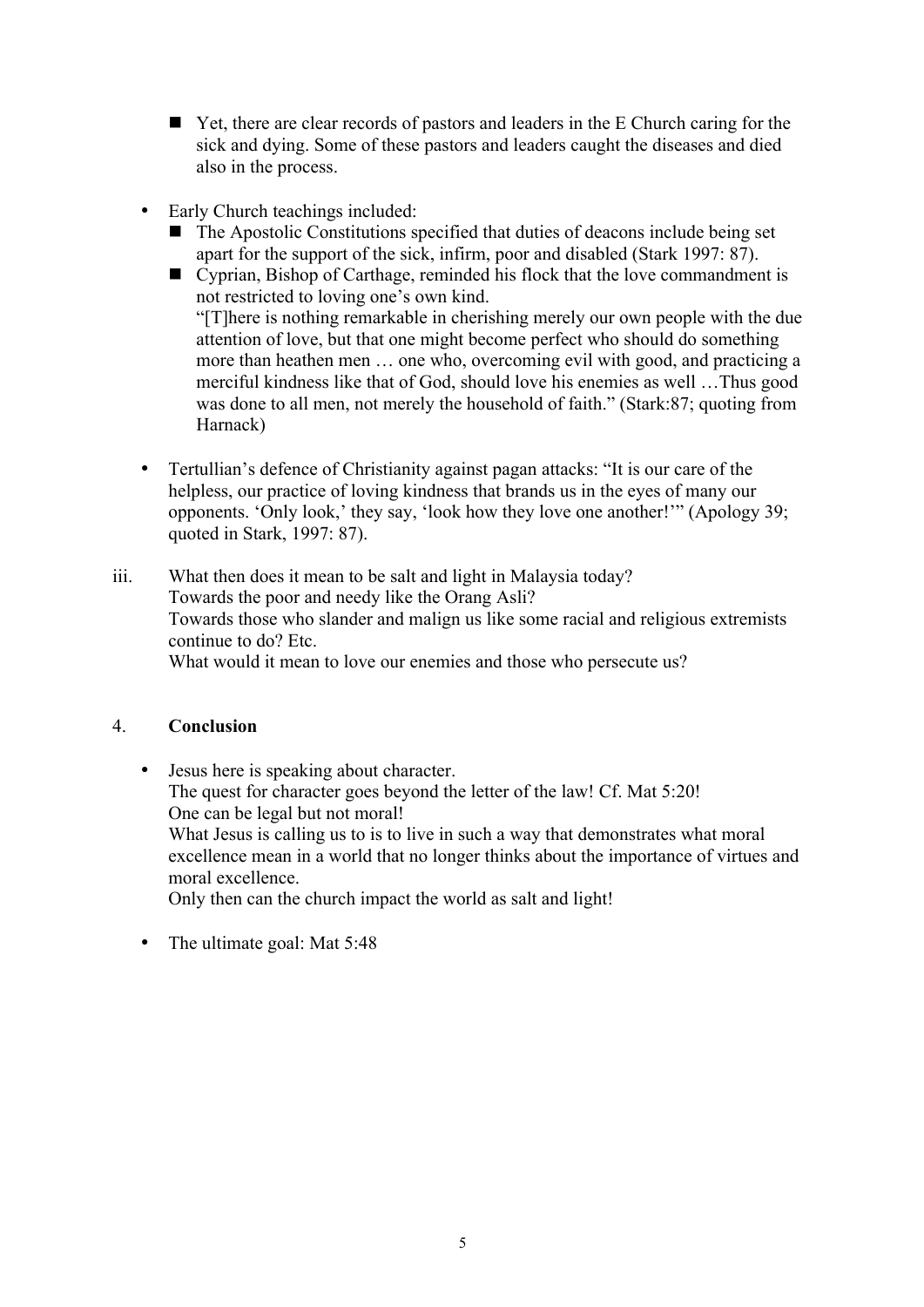- Yet, there are clear records of pastors and leaders in the E Church caring for the sick and dying. Some of these pastors and leaders caught the diseases and died also in the process.

- Early Church teachings included:
  - The Apostolic Constitutions specified that duties of deacons include being set apart for the support of the sick, infirm, poor and disabled (Stark 1997: 87).
  - Cyprian, Bishop of Carthage, reminded his flock that the love commandment is not restricted to loving one's own kind.
    "[T]here is nothing remarkable in cherishing merely our own people with the due attention of love, but that one might become perfect who should do something more than heathen men … one who, overcoming evil with good, and practicing a merciful kindness like that of God, should love his enemies as well …Thus good was done to all men, not merely the household of faith." (Stark:87; quoting from Harnack)

- Tertullian's defence of Christianity against pagan attacks: "It is our care of the helpless, our practice of loving kindness that brands us in the eyes of many our opponents. 'Only look,' they say, 'look how they love one another!'" (Apology 39; quoted in Stark, 1997: 87).

iii. What then does it mean to be salt and light in Malaysia today?
Towards the poor and needy like the Orang Asli?
Towards those who slander and malign us like some racial and religious extremists continue to do? Etc.
What would it mean to love our enemies and those who persecute us?

## 4. **Conclusion**

- Jesus here is speaking about character.
  The quest for character goes beyond the letter of the law! Cf. Mat 5:20!
  One can be legal but not moral!
  What Jesus is calling us to is to live in such a way that demonstrates what moral excellence mean in a world that no longer thinks about the importance of virtues and moral excellence.
  Only then can the church impact the world as salt and light!

- The ultimate goal: Mat 5:48